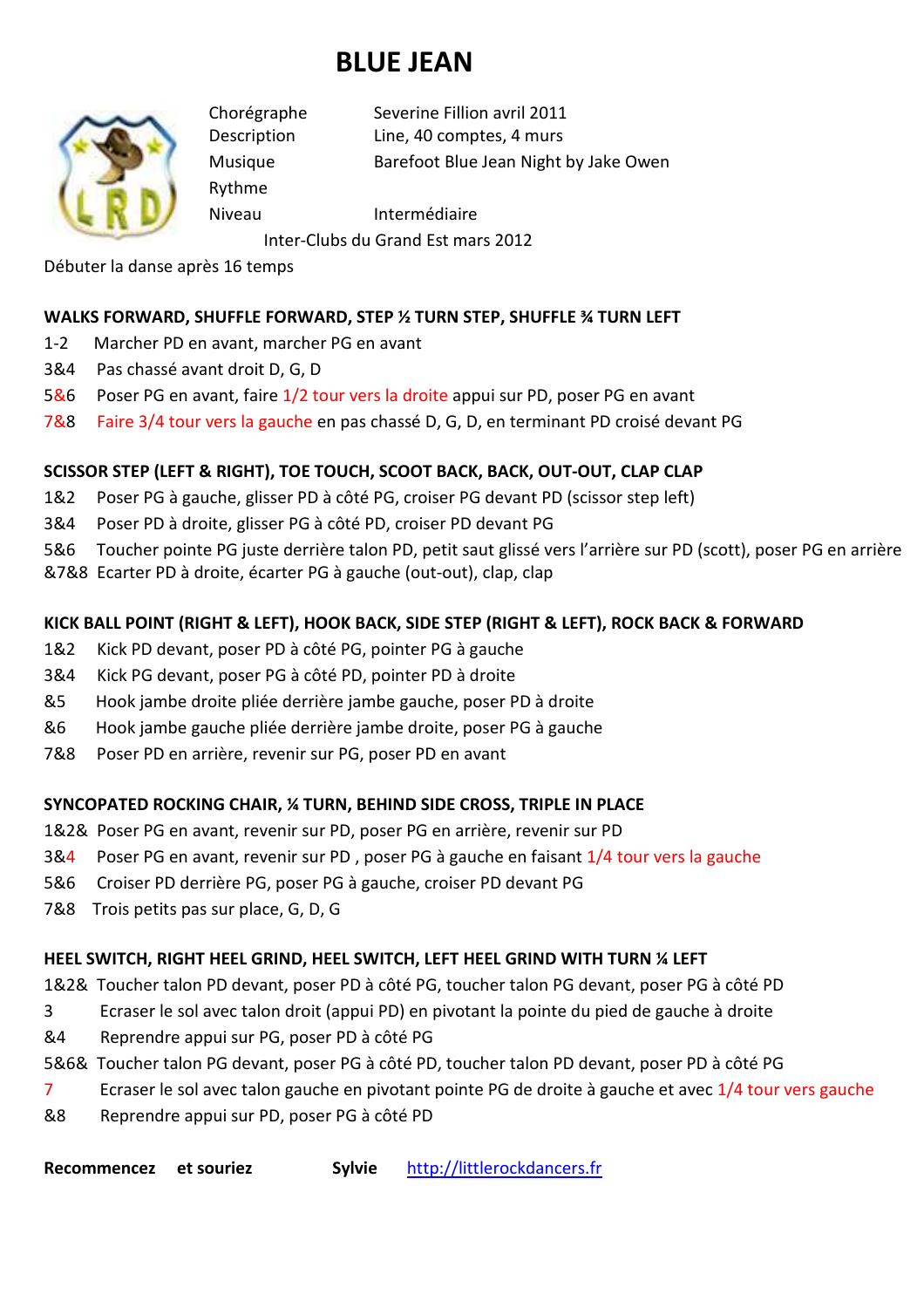# BLUE JEAN

| | |
|---|---|
| Chorégraphe | Severine Fillion avril 2011 |
| Description | Line, 40 comptes, 4 murs |
| Musique | Barefoot Blue Jean Night by Jake Owen |
| Rythme | |
| Niveau | Intermédiaire |

Inter-Clubs du Grand Est mars 2012

Débuter la danse après 16 temps

**WALKS FORWARD, SHUFFLE FORWARD, STEP ½ TURN STEP, SHUFFLE ¾ TURN LEFT**

1-2 Marcher PD en avant, marcher PG en avant
3&4 Pas chassé avant droit D, G, D
5&6 Poser PG en avant, faire 1/2 tour vers la droite appui sur PD, poser PG en avant
7&8 Faire 3/4 tour vers la gauche en pas chassé D, G, D, en terminant PD croisé devant PG

**SCISSOR STEP (LEFT & RIGHT), TOE TOUCH, SCOOT BACK, BACK, OUT-OUT, CLAP CLAP**

1&2 Poser PG à gauche, glisser PD à côté PG, croiser PG devant PD (scissor step left)
3&4 Poser PD à droite, glisser PG à côté PD, croiser PD devant PG
5&6 Toucher pointe PG juste derrière talon PD, petit saut glissé vers l'arrière sur PD (scott), poser PG en arrière
&7&8 Ecarter PD à droite, écarter PG à gauche (out-out), clap, clap

**KICK BALL POINT (RIGHT & LEFT), HOOK BACK, SIDE STEP (RIGHT & LEFT), ROCK BACK & FORWARD**

1&2 Kick PD devant, poser PD à côté PG, pointer PG à gauche
3&4 Kick PG devant, poser PG à côté PD, pointer PD à droite
&5 Hook jambe droite pliée derrière jambe gauche, poser PD à droite
&6 Hook jambe gauche pliée derrière jambe droite, poser PG à gauche
7&8 Poser PD en arrière, revenir sur PG, poser PD en avant

**SYNCOPATED ROCKING CHAIR, ¼ TURN, BEHIND SIDE CROSS, TRIPLE IN PLACE**

1&2& Poser PG en avant, revenir sur PD, poser PG en arrière, revenir sur PD
3&4 Poser PG en avant, revenir sur PD , poser PG à gauche en faisant 1/4 tour vers la gauche
5&6 Croiser PD derrière PG, poser PG à gauche, croiser PD devant PG
7&8 Trois petits pas sur place, G, D, G

**HEEL SWITCH, RIGHT HEEL GRIND, HEEL SWITCH, LEFT HEEL GRIND WITH TURN ¼ LEFT**

1&2& Toucher talon PD devant, poser PD à côté PG, toucher talon PG devant, poser PG à côté PD
3 Ecraser le sol avec talon droit (appui PD) en pivotant la pointe du pied de gauche à droite
&4 Reprendre appui sur PG, poser PD à côté PG
5&6& Toucher talon PG devant, poser PG à côté PD, toucher talon PD devant, poser PD à côté PG
7 Ecraser le sol avec talon gauche en pivotant pointe PG de droite à gauche et avec 1/4 tour vers gauche
&8 Reprendre appui sur PD, poser PG à côté PD

**Recommencez et souriez** **Sylvie** http://littlerockdancers.fr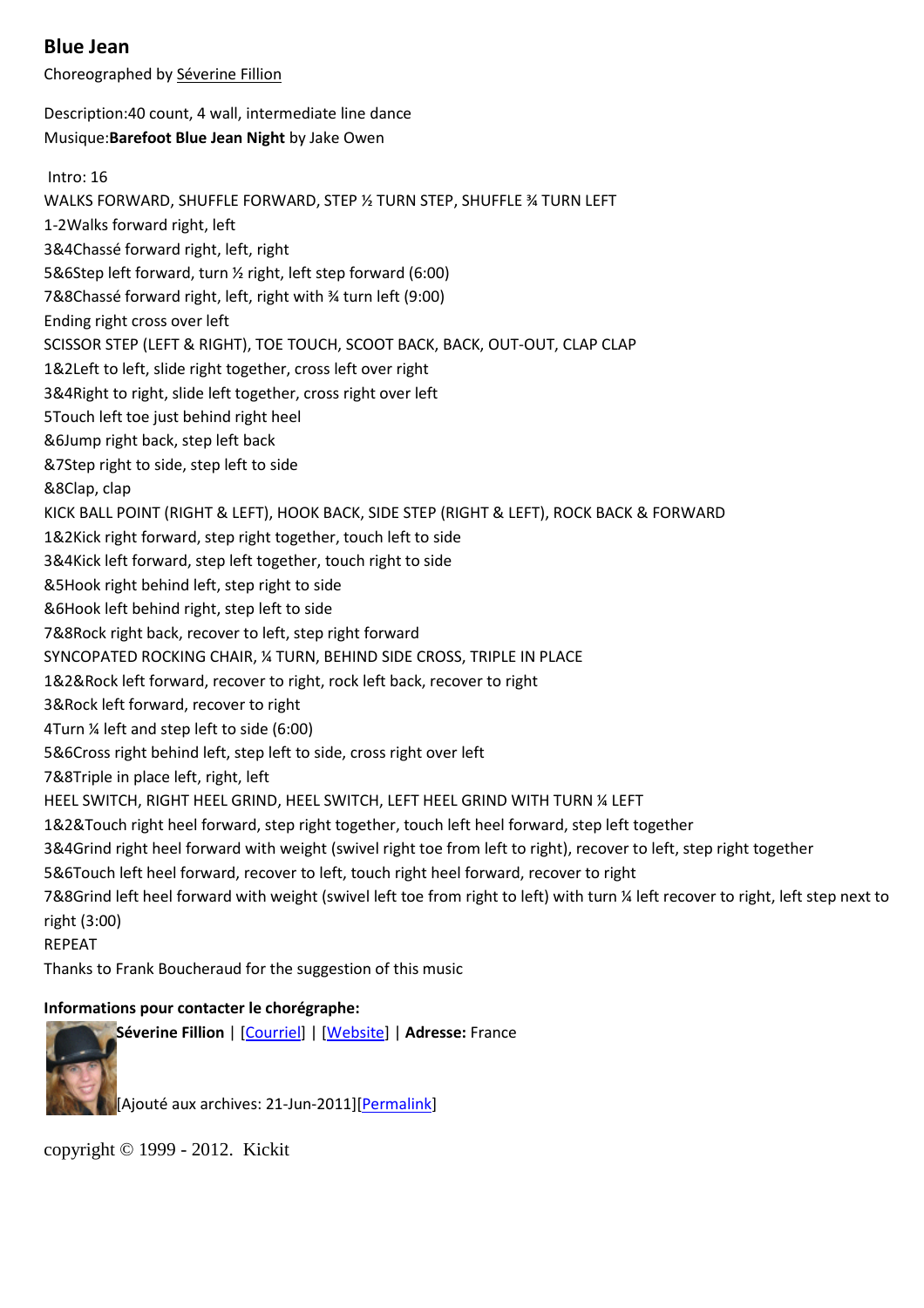# Blue Jean

Choreographed by Séverine Fillion

Description:40 count, 4 wall, intermediate line dance
Musique:**Barefoot Blue Jean Night** by Jake Owen

Intro: 16

WALKS FORWARD, SHUFFLE FORWARD, STEP ½ TURN STEP, SHUFFLE ¾ TURN LEFT
1-2Walks forward right, left
3&4Chassé forward right, left, right
5&6Step left forward, turn ½ right, left step forward (6:00)
7&8Chassé forward right, left, right with ¾ turn left (9:00)
Ending right cross over left

SCISSOR STEP (LEFT & RIGHT), TOE TOUCH, SCOOT BACK, BACK, OUT-OUT, CLAP CLAP
1&2Left to left, slide right together, cross left over right
3&4Right to right, slide left together, cross right over left
5Touch left toe just behind right heel
&6Jump right back, step left back
&7Step right to side, step left to side
&8Clap, clap

KICK BALL POINT (RIGHT & LEFT), HOOK BACK, SIDE STEP (RIGHT & LEFT), ROCK BACK & FORWARD
1&2Kick right forward, step right together, touch left to side
3&4Kick left forward, step left together, touch right to side
&5Hook right behind left, step right to side
&6Hook left behind right, step left to side
7&8Rock right back, recover to left, step right forward

SYNCOPATED ROCKING CHAIR, ¼ TURN, BEHIND SIDE CROSS, TRIPLE IN PLACE
1&2&Rock left forward, recover to right, rock left back, recover to right
3&Rock left forward, recover to right
4Turn ¼ left and step left to side (6:00)
5&6Cross right behind left, step left to side, cross right over left
7&8Triple in place left, right, left

HEEL SWITCH, RIGHT HEEL GRIND, HEEL SWITCH, LEFT HEEL GRIND WITH TURN ¼ LEFT
1&2&Touch right heel forward, step right together, touch left heel forward, step left together
3&4Grind right heel forward with weight (swivel right toe from left to right), recover to left, step right together
5&6Touch left heel forward, recover to left, touch right heel forward, recover to right
7&8Grind left heel forward with weight (swivel left toe from right to left) with turn ¼ left recover to right, left step next to right (3:00)

REPEAT

Thanks to Frank Boucheraud for the suggestion of this music

**Informations pour contacter le chorégraphe:**

**Séverine Fillion** | [Courriel] | [Website] | **Adresse:** France

[Ajouté aux archives: 21-Jun-2011][Permalink]

copyright © 1999 - 2012. Kickit